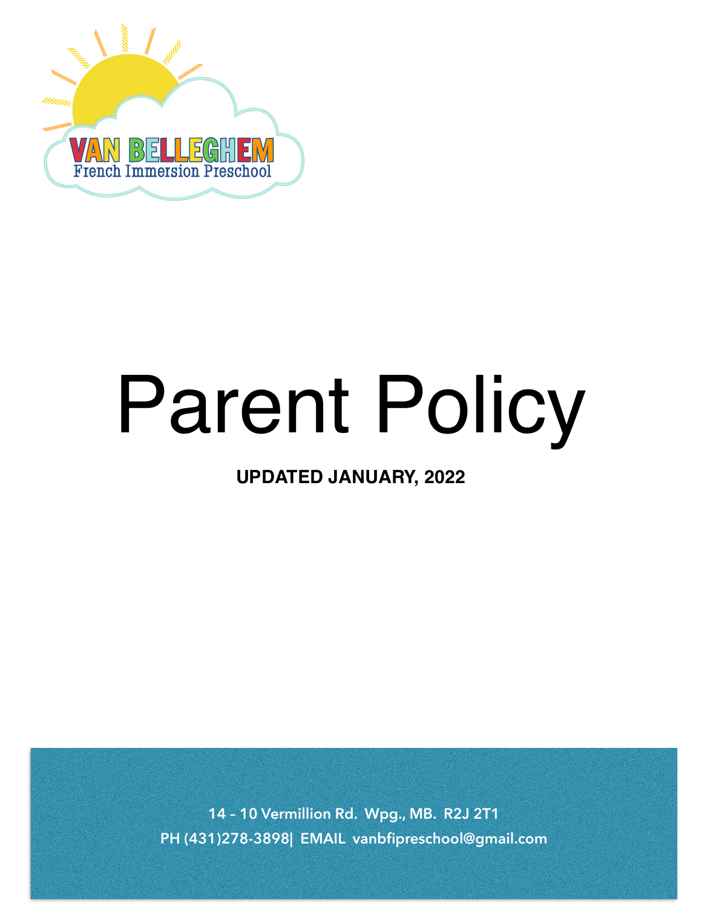VAN BELLEGHEM
French Immersion Preschool

# Parent Policy

**UPDATED JANUARY, 2022**

14 – 10 Vermillion Rd. Wpg., MB. R2J 2T1
PH (431)278-3898| EMAIL vanbfipreschool@gmail.com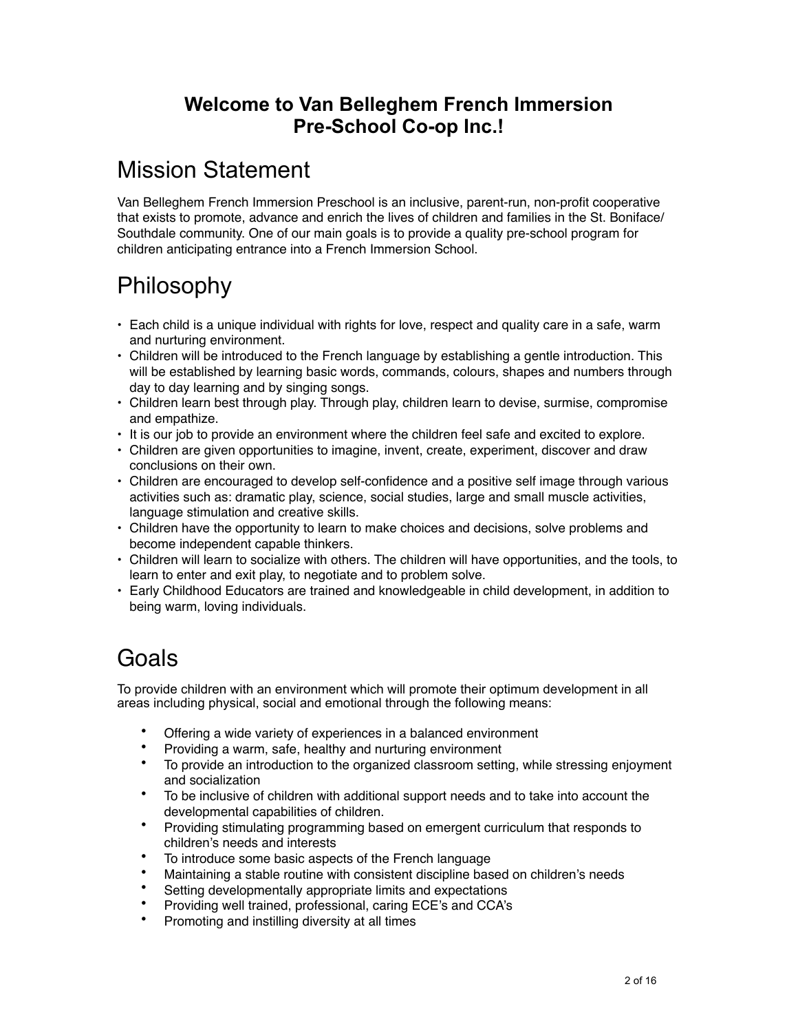# Welcome to Van Belleghem French Immersion Pre-School Co-op Inc.!

## Mission Statement

Van Belleghem French Immersion Preschool is an inclusive, parent-run, non-profit cooperative that exists to promote, advance and enrich the lives of children and families in the St. Boniface/ Southdale community. One of our main goals is to provide a quality pre-school program for children anticipating entrance into a French Immersion School.

## Philosophy

- Each child is a unique individual with rights for love, respect and quality care in a safe, warm and nurturing environment.
- Children will be introduced to the French language by establishing a gentle introduction. This will be established by learning basic words, commands, colours, shapes and numbers through day to day learning and by singing songs.
- Children learn best through play. Through play, children learn to devise, surmise, compromise and empathize.
- It is our job to provide an environment where the children feel safe and excited to explore.
- Children are given opportunities to imagine, invent, create, experiment, discover and draw conclusions on their own.
- Children are encouraged to develop self-confidence and a positive self image through various activities such as: dramatic play, science, social studies, large and small muscle activities, language stimulation and creative skills.
- Children have the opportunity to learn to make choices and decisions, solve problems and become independent capable thinkers.
- Children will learn to socialize with others. The children will have opportunities, and the tools, to learn to enter and exit play, to negotiate and to problem solve.
- Early Childhood Educators are trained and knowledgeable in child development, in addition to being warm, loving individuals.

## Goals

To provide children with an environment which will promote their optimum development in all areas including physical, social and emotional through the following means:

- Offering a wide variety of experiences in a balanced environment
- Providing a warm, safe, healthy and nurturing environment
- To provide an introduction to the organized classroom setting, while stressing enjoyment and socialization
- To be inclusive of children with additional support needs and to take into account the developmental capabilities of children.
- Providing stimulating programming based on emergent curriculum that responds to children's needs and interests
- To introduce some basic aspects of the French language
- Maintaining a stable routine with consistent discipline based on children's needs
- Setting developmentally appropriate limits and expectations
- Providing well trained, professional, caring ECE's and CCA's
- Promoting and instilling diversity at all times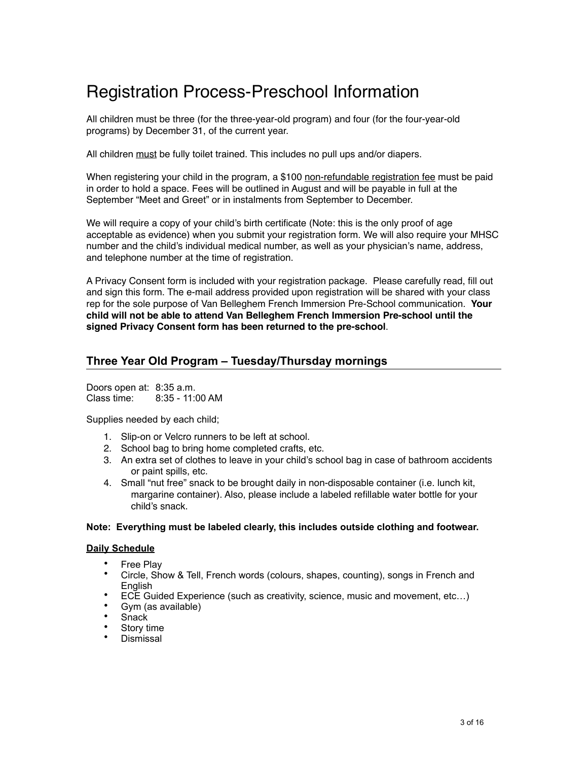# Registration Process-Preschool Information

All children must be three (for the three-year-old program) and four (for the four-year-old programs) by December 31, of the current year.

All children must be fully toilet trained. This includes no pull ups and/or diapers.

When registering your child in the program, a $100 non-refundable registration fee must be paid in order to hold a space. Fees will be outlined in August and will be payable in full at the September "Meet and Greet" or in instalments from September to December.

We will require a copy of your child's birth certificate (Note: this is the only proof of age acceptable as evidence) when you submit your registration form. We will also require your MHSC number and the child's individual medical number, as well as your physician's name, address, and telephone number at the time of registration.

A Privacy Consent form is included with your registration package. Please carefully read, fill out and sign this form. The e-mail address provided upon registration will be shared with your class rep for the sole purpose of Van Belleghem French Immersion Pre-School communication. **Your child will not be able to attend Van Belleghem French Immersion Pre-school until the signed Privacy Consent form has been returned to the pre-school**.

## Three Year Old Program – Tuesday/Thursday mornings

Doors open at: 8:35 a.m.
Class time: 8:35 - 11:00 AM

Supplies needed by each child;

1. Slip-on or Velcro runners to be left at school.
2. School bag to bring home completed crafts, etc.
3. An extra set of clothes to leave in your child's school bag in case of bathroom accidents or paint spills, etc.
4. Small "nut free" snack to be brought daily in non-disposable container (i.e. lunch kit, margarine container). Also, please include a labeled refillable water bottle for your child's snack.

**Note: Everything must be labeled clearly, this includes outside clothing and footwear.**

**Daily Schedule**

- Free Play
- Circle, Show & Tell, French words (colours, shapes, counting), songs in French and English
- ECE Guided Experience (such as creativity, science, music and movement, etc…)
- Gym (as available)
- Snack
- Story time
- Dismissal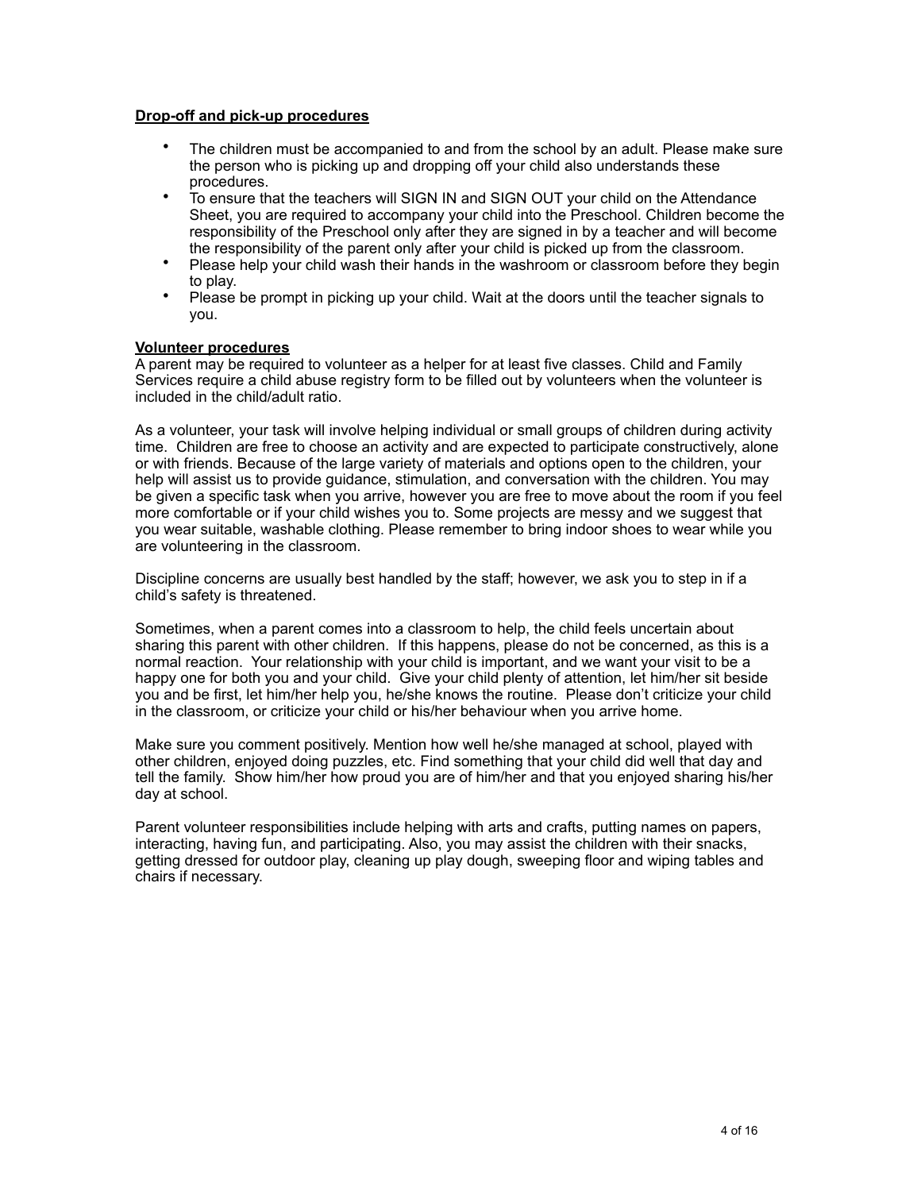**<u>Drop-off and pick-up procedures</u>**

- The children must be accompanied to and from the school by an adult. Please make sure the person who is picking up and dropping off your child also understands these procedures.
- To ensure that the teachers will SIGN IN and SIGN OUT your child on the Attendance Sheet, you are required to accompany your child into the Preschool. Children become the responsibility of the Preschool only after they are signed in by a teacher and will become the responsibility of the parent only after your child is picked up from the classroom.
- Please help your child wash their hands in the washroom or classroom before they begin to play.
- Please be prompt in picking up your child. Wait at the doors until the teacher signals to you.

**<u>Volunteer procedures</u>**

A parent may be required to volunteer as a helper for at least five classes. Child and Family Services require a child abuse registry form to be filled out by volunteers when the volunteer is included in the child/adult ratio.

As a volunteer, your task will involve helping individual or small groups of children during activity time. Children are free to choose an activity and are expected to participate constructively, alone or with friends. Because of the large variety of materials and options open to the children, your help will assist us to provide guidance, stimulation, and conversation with the children. You may be given a specific task when you arrive, however you are free to move about the room if you feel more comfortable or if your child wishes you to. Some projects are messy and we suggest that you wear suitable, washable clothing. Please remember to bring indoor shoes to wear while you are volunteering in the classroom.

Discipline concerns are usually best handled by the staff; however, we ask you to step in if a child's safety is threatened.

Sometimes, when a parent comes into a classroom to help, the child feels uncertain about sharing this parent with other children. If this happens, please do not be concerned, as this is a normal reaction. Your relationship with your child is important, and we want your visit to be a happy one for both you and your child. Give your child plenty of attention, let him/her sit beside you and be first, let him/her help you, he/she knows the routine. Please don't criticize your child in the classroom, or criticize your child or his/her behaviour when you arrive home.

Make sure you comment positively. Mention how well he/she managed at school, played with other children, enjoyed doing puzzles, etc. Find something that your child did well that day and tell the family. Show him/her how proud you are of him/her and that you enjoyed sharing his/her day at school.

Parent volunteer responsibilities include helping with arts and crafts, putting names on papers, interacting, having fun, and participating. Also, you may assist the children with their snacks, getting dressed for outdoor play, cleaning up play dough, sweeping floor and wiping tables and chairs if necessary.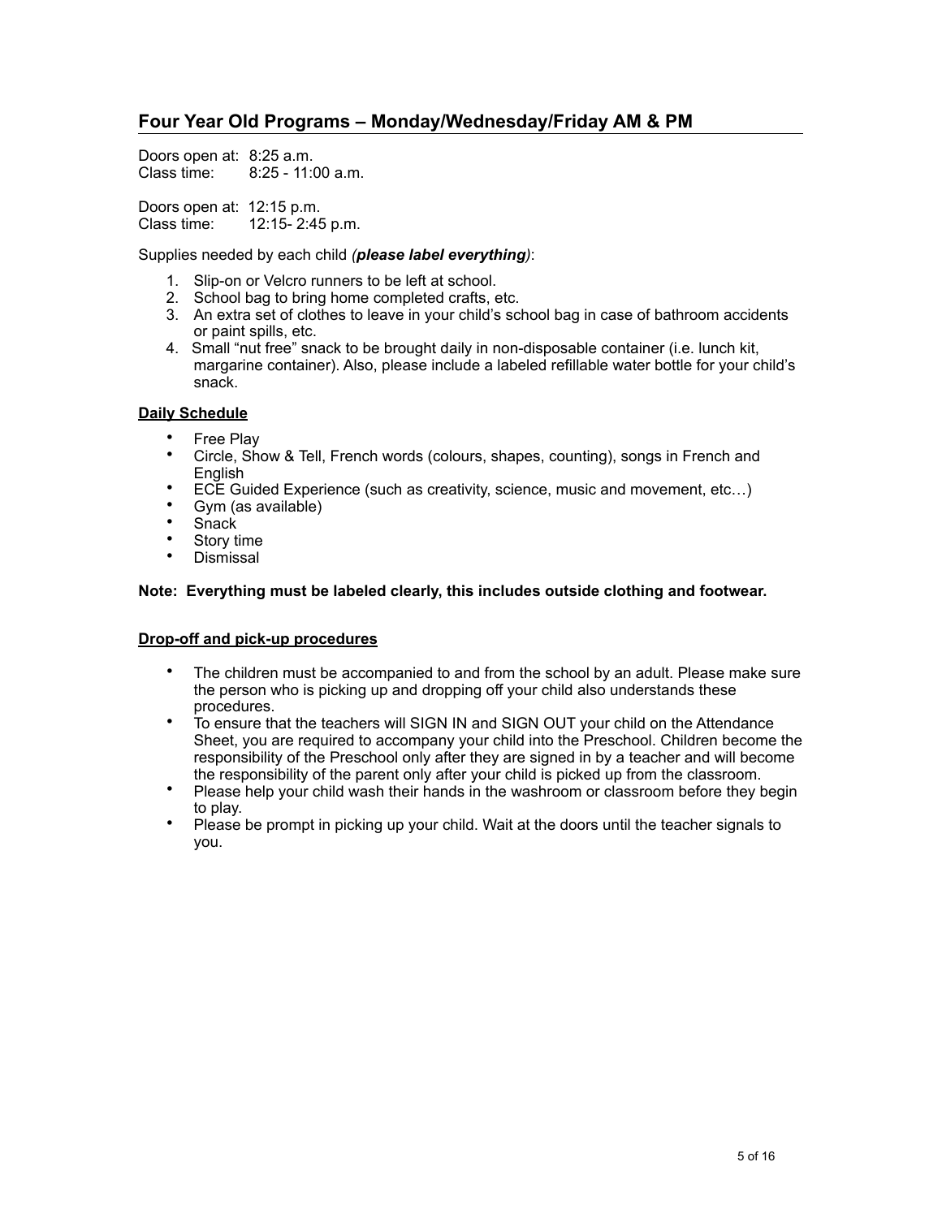## Four Year Old Programs – Monday/Wednesday/Friday AM & PM

Doors open at: 8:25 a.m.
Class time: 8:25 - 11:00 a.m.

Doors open at: 12:15 p.m.
Class time: 12:15- 2:45 p.m.

Supplies needed by each child *(**please label everything**)*:

1. Slip-on or Velcro runners to be left at school.
2. School bag to bring home completed crafts, etc.
3. An extra set of clothes to leave in your child's school bag in case of bathroom accidents or paint spills, etc.
4. Small "nut free" snack to be brought daily in non-disposable container (i.e. lunch kit, margarine container). Also, please include a labeled refillable water bottle for your child's snack.

**Daily Schedule**

- Free Play
- Circle, Show & Tell, French words (colours, shapes, counting), songs in French and English
- ECE Guided Experience (such as creativity, science, music and movement, etc…)
- Gym (as available)
- Snack
- Story time
- Dismissal

**Note: Everything must be labeled clearly, this includes outside clothing and footwear.**

**Drop-off and pick-up procedures**

- The children must be accompanied to and from the school by an adult. Please make sure the person who is picking up and dropping off your child also understands these procedures.
- To ensure that the teachers will SIGN IN and SIGN OUT your child on the Attendance Sheet, you are required to accompany your child into the Preschool. Children become the responsibility of the Preschool only after they are signed in by a teacher and will become the responsibility of the parent only after your child is picked up from the classroom.
- Please help your child wash their hands in the washroom or classroom before they begin to play.
- Please be prompt in picking up your child. Wait at the doors until the teacher signals to you.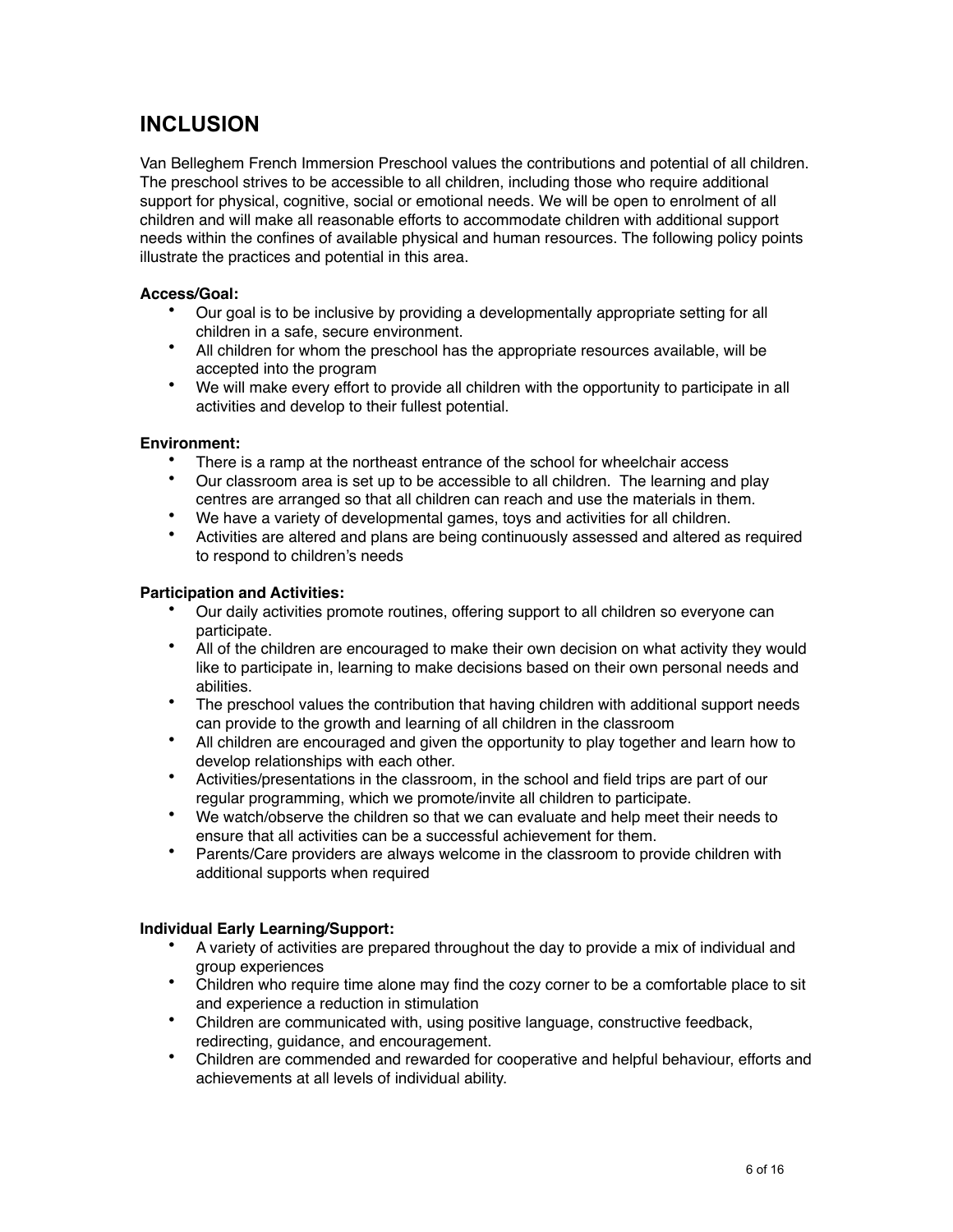## INCLUSION

Van Belleghem French Immersion Preschool values the contributions and potential of all children. The preschool strives to be accessible to all children, including those who require additional support for physical, cognitive, social or emotional needs. We will be open to enrolment of all children and will make all reasonable efforts to accommodate children with additional support needs within the confines of available physical and human resources. The following policy points illustrate the practices and potential in this area.

**Access/Goal:**

- Our goal is to be inclusive by providing a developmentally appropriate setting for all children in a safe, secure environment.
- All children for whom the preschool has the appropriate resources available, will be accepted into the program
- We will make every effort to provide all children with the opportunity to participate in all activities and develop to their fullest potential.

**Environment:**

- There is a ramp at the northeast entrance of the school for wheelchair access
- Our classroom area is set up to be accessible to all children. The learning and play centres are arranged so that all children can reach and use the materials in them.
- We have a variety of developmental games, toys and activities for all children.
- Activities are altered and plans are being continuously assessed and altered as required to respond to children's needs

**Participation and Activities:**

- Our daily activities promote routines, offering support to all children so everyone can participate.
- All of the children are encouraged to make their own decision on what activity they would like to participate in, learning to make decisions based on their own personal needs and abilities.
- The preschool values the contribution that having children with additional support needs can provide to the growth and learning of all children in the classroom
- All children are encouraged and given the opportunity to play together and learn how to develop relationships with each other.
- Activities/presentations in the classroom, in the school and field trips are part of our regular programming, which we promote/invite all children to participate.
- We watch/observe the children so that we can evaluate and help meet their needs to ensure that all activities can be a successful achievement for them.
- Parents/Care providers are always welcome in the classroom to provide children with additional supports when required

**Individual Early Learning/Support:**

- A variety of activities are prepared throughout the day to provide a mix of individual and group experiences
- Children who require time alone may find the cozy corner to be a comfortable place to sit and experience a reduction in stimulation
- Children are communicated with, using positive language, constructive feedback, redirecting, guidance, and encouragement.
- Children are commended and rewarded for cooperative and helpful behaviour, efforts and achievements at all levels of individual ability.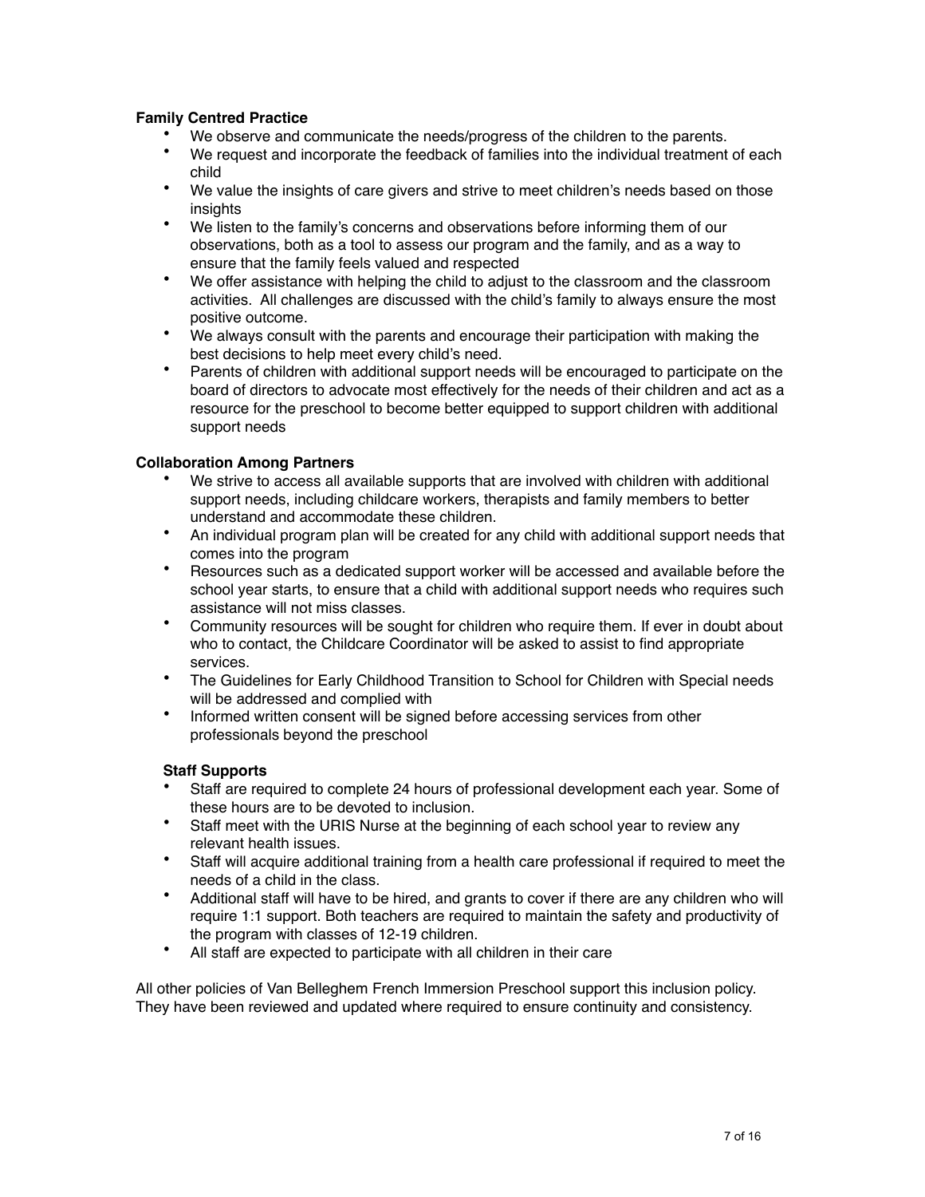**Family Centred Practice**

- We observe and communicate the needs/progress of the children to the parents.
- We request and incorporate the feedback of families into the individual treatment of each child
- We value the insights of care givers and strive to meet children's needs based on those insights
- We listen to the family's concerns and observations before informing them of our observations, both as a tool to assess our program and the family, and as a way to ensure that the family feels valued and respected
- We offer assistance with helping the child to adjust to the classroom and the classroom activities. All challenges are discussed with the child's family to always ensure the most positive outcome.
- We always consult with the parents and encourage their participation with making the best decisions to help meet every child's need.
- Parents of children with additional support needs will be encouraged to participate on the board of directors to advocate most effectively for the needs of their children and act as a resource for the preschool to become better equipped to support children with additional support needs

**Collaboration Among Partners**

- We strive to access all available supports that are involved with children with additional support needs, including childcare workers, therapists and family members to better understand and accommodate these children.
- An individual program plan will be created for any child with additional support needs that comes into the program
- Resources such as a dedicated support worker will be accessed and available before the school year starts, to ensure that a child with additional support needs who requires such assistance will not miss classes.
- Community resources will be sought for children who require them. If ever in doubt about who to contact, the Childcare Coordinator will be asked to assist to find appropriate services.
- The Guidelines for Early Childhood Transition to School for Children with Special needs will be addressed and complied with
- Informed written consent will be signed before accessing services from other professionals beyond the preschool

**Staff Supports**

- Staff are required to complete 24 hours of professional development each year. Some of these hours are to be devoted to inclusion.
- Staff meet with the URIS Nurse at the beginning of each school year to review any relevant health issues.
- Staff will acquire additional training from a health care professional if required to meet the needs of a child in the class.
- Additional staff will have to be hired, and grants to cover if there are any children who will require 1:1 support. Both teachers are required to maintain the safety and productivity of the program with classes of 12-19 children.
- All staff are expected to participate with all children in their care

All other policies of Van Belleghem French Immersion Preschool support this inclusion policy. They have been reviewed and updated where required to ensure continuity and consistency.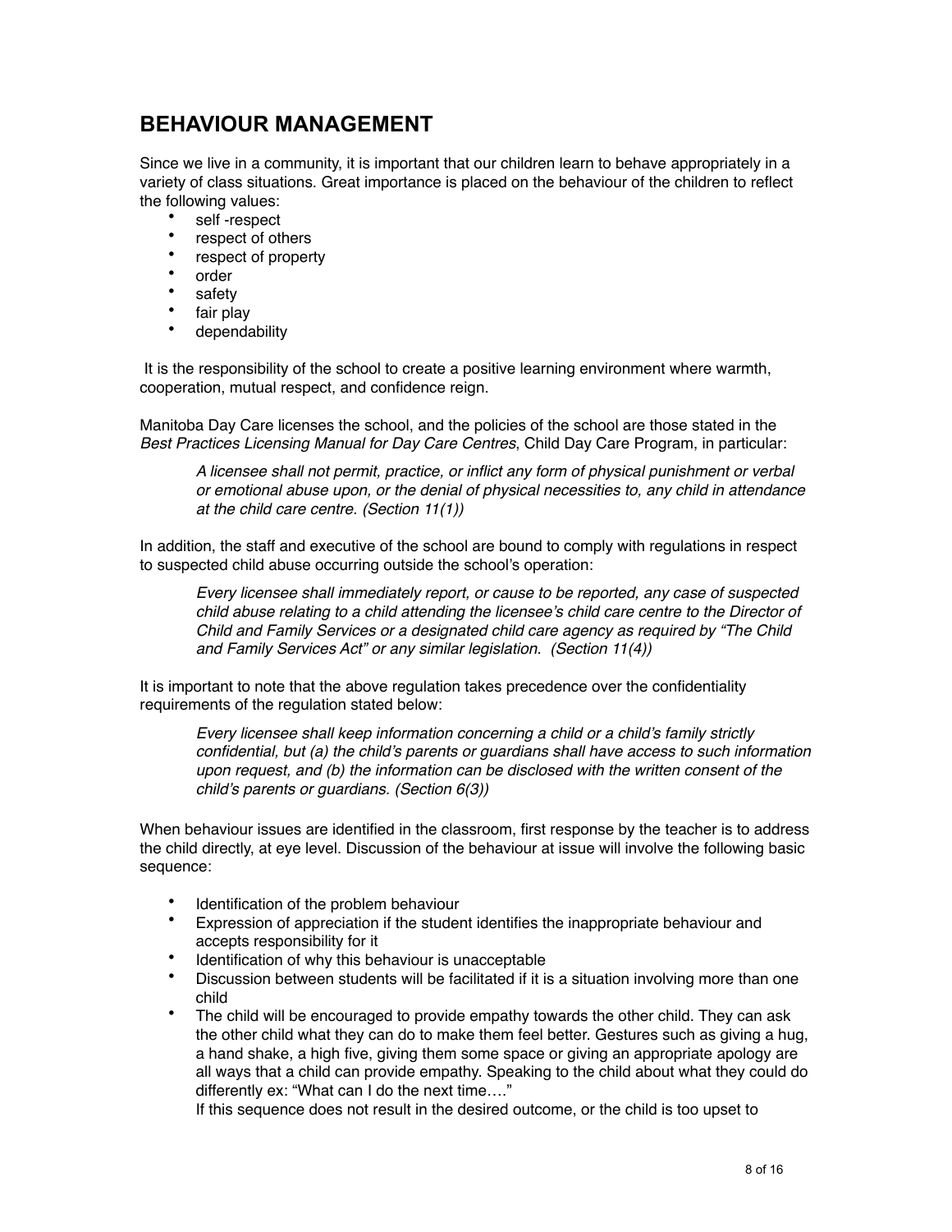## BEHAVIOUR MANAGEMENT

Since we live in a community, it is important that our children learn to behave appropriately in a variety of class situations. Great importance is placed on the behaviour of the children to reflect the following values:

- self -respect
- respect of others
- respect of property
- order
- safety
- fair play
- dependability

It is the responsibility of the school to create a positive learning environment where warmth, cooperation, mutual respect, and confidence reign.

Manitoba Day Care licenses the school, and the policies of the school are those stated in the *Best Practices Licensing Manual for Day Care Centres*, Child Day Care Program, in particular:

> *A licensee shall not permit, practice, or inflict any form of physical punishment or verbal or emotional abuse upon, or the denial of physical necessities to, any child in attendance at the child care centre. (Section 11(1))*

In addition, the staff and executive of the school are bound to comply with regulations in respect to suspected child abuse occurring outside the school's operation:

> *Every licensee shall immediately report, or cause to be reported, any case of suspected child abuse relating to a child attending the licensee's child care centre to the Director of Child and Family Services or a designated child care agency as required by "The Child and Family Services Act" or any similar legislation. (Section 11(4))*

It is important to note that the above regulation takes precedence over the confidentiality requirements of the regulation stated below:

> *Every licensee shall keep information concerning a child or a child's family strictly confidential, but (a) the child's parents or guardians shall have access to such information upon request, and (b) the information can be disclosed with the written consent of the child's parents or guardians. (Section 6(3))*

When behaviour issues are identified in the classroom, first response by the teacher is to address the child directly, at eye level. Discussion of the behaviour at issue will involve the following basic sequence:

- Identification of the problem behaviour
- Expression of appreciation if the student identifies the inappropriate behaviour and accepts responsibility for it
- Identification of why this behaviour is unacceptable
- Discussion between students will be facilitated if it is a situation involving more than one child
- The child will be encouraged to provide empathy towards the other child. They can ask the other child what they can do to make them feel better. Gestures such as giving a hug, a hand shake, a high five, giving them some space or giving an appropriate apology are all ways that a child can provide empathy. Speaking to the child about what they could do differently ex: "What can I do the next time…."

  If this sequence does not result in the desired outcome, or the child is too upset to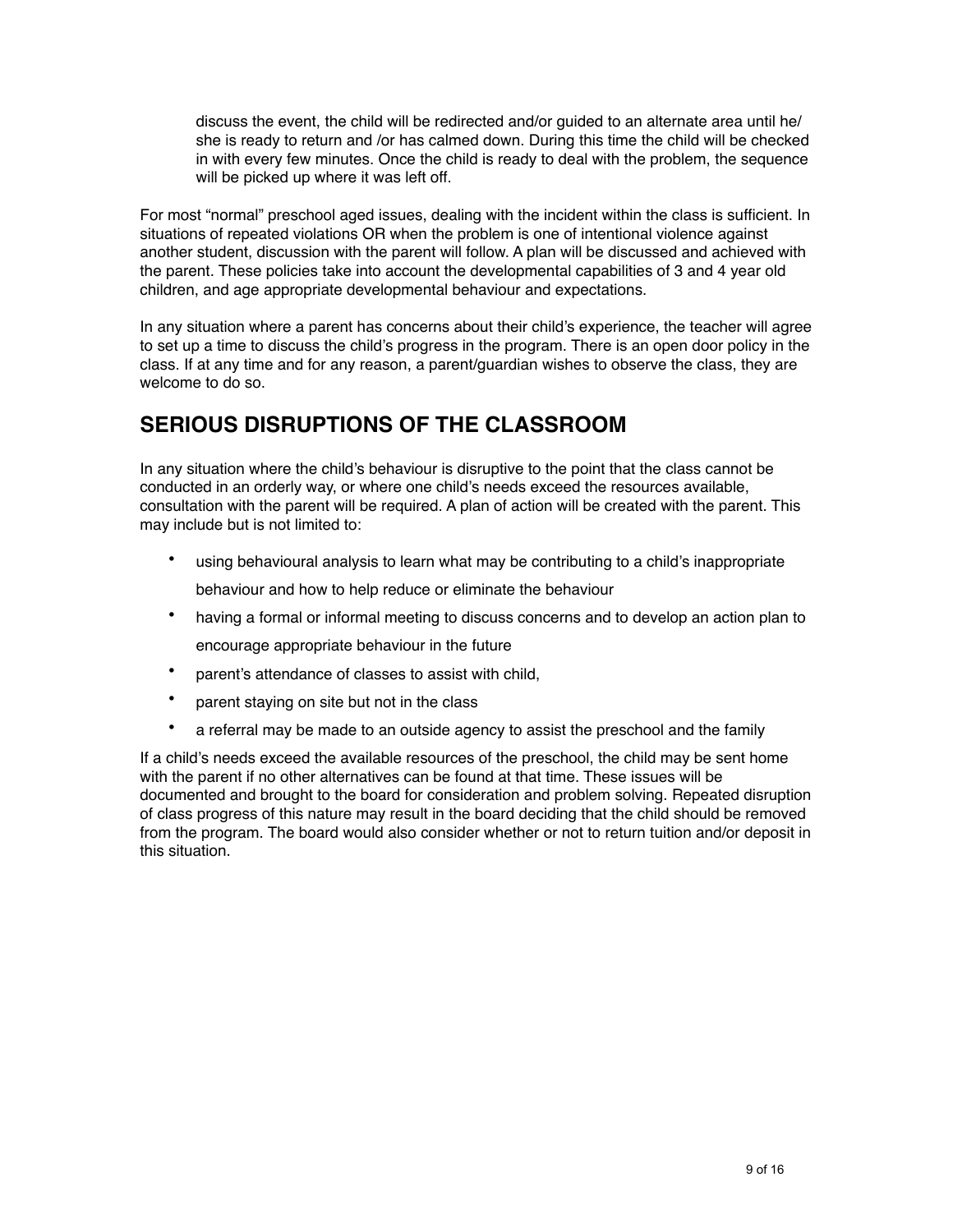discuss the event, the child will be redirected and/or guided to an alternate area until he/ she is ready to return and /or has calmed down. During this time the child will be checked in with every few minutes. Once the child is ready to deal with the problem, the sequence will be picked up where it was left off.

For most "normal" preschool aged issues, dealing with the incident within the class is sufficient. In situations of repeated violations OR when the problem is one of intentional violence against another student, discussion with the parent will follow. A plan will be discussed and achieved with the parent. These policies take into account the developmental capabilities of 3 and 4 year old children, and age appropriate developmental behaviour and expectations.

In any situation where a parent has concerns about their child's experience, the teacher will agree to set up a time to discuss the child's progress in the program. There is an open door policy in the class. If at any time and for any reason, a parent/guardian wishes to observe the class, they are welcome to do so.

## SERIOUS DISRUPTIONS OF THE CLASSROOM

In any situation where the child's behaviour is disruptive to the point that the class cannot be conducted in an orderly way, or where one child's needs exceed the resources available, consultation with the parent will be required. A plan of action will be created with the parent. This may include but is not limited to:

- using behavioural analysis to learn what may be contributing to a child's inappropriate behaviour and how to help reduce or eliminate the behaviour
- having a formal or informal meeting to discuss concerns and to develop an action plan to encourage appropriate behaviour in the future
- parent's attendance of classes to assist with child,
- parent staying on site but not in the class
- a referral may be made to an outside agency to assist the preschool and the family

If a child's needs exceed the available resources of the preschool, the child may be sent home with the parent if no other alternatives can be found at that time. These issues will be documented and brought to the board for consideration and problem solving. Repeated disruption of class progress of this nature may result in the board deciding that the child should be removed from the program. The board would also consider whether or not to return tuition and/or deposit in this situation.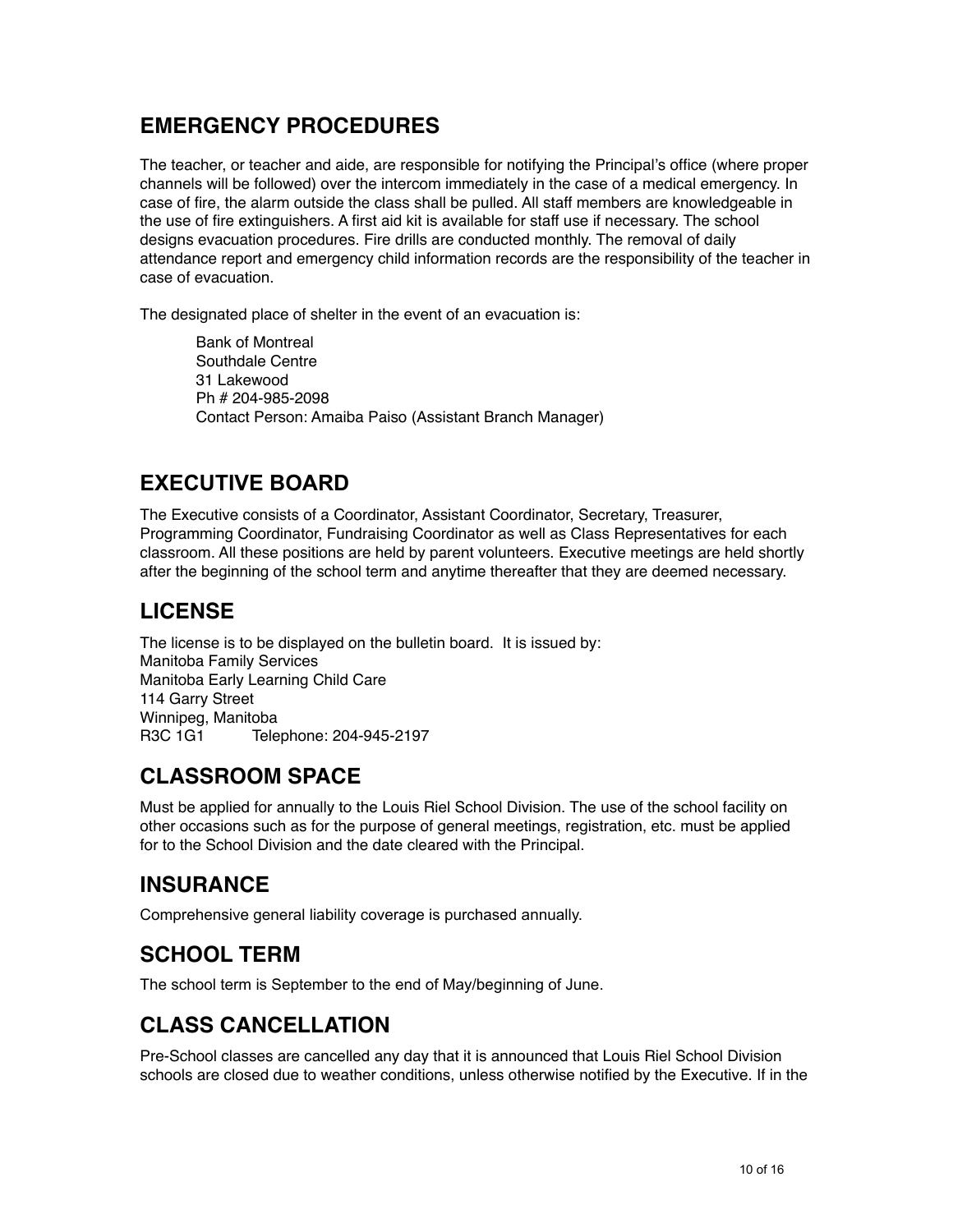## EMERGENCY PROCEDURES

The teacher, or teacher and aide, are responsible for notifying the Principal's office (where proper channels will be followed) over the intercom immediately in the case of a medical emergency. In case of fire, the alarm outside the class shall be pulled. All staff members are knowledgeable in the use of fire extinguishers. A first aid kit is available for staff use if necessary. The school designs evacuation procedures. Fire drills are conducted monthly. The removal of daily attendance report and emergency child information records are the responsibility of the teacher in case of evacuation.

The designated place of shelter in the event of an evacuation is:

> Bank of Montreal  
> Southdale Centre  
> 31 Lakewood  
> Ph # 204-985-2098  
> Contact Person: Amaiba Paiso (Assistant Branch Manager)

## EXECUTIVE BOARD

The Executive consists of a Coordinator, Assistant Coordinator, Secretary, Treasurer, Programming Coordinator, Fundraising Coordinator as well as Class Representatives for each classroom. All these positions are held by parent volunteers. Executive meetings are held shortly after the beginning of the school term and anytime thereafter that they are deemed necessary.

## LICENSE

The license is to be displayed on the bulletin board. It is issued by:  
Manitoba Family Services  
Manitoba Early Learning Child Care  
114 Garry Street  
Winnipeg, Manitoba  
R3C 1G1 Telephone: 204-945-2197

## CLASSROOM SPACE

Must be applied for annually to the Louis Riel School Division. The use of the school facility on other occasions such as for the purpose of general meetings, registration, etc. must be applied for to the School Division and the date cleared with the Principal.

## INSURANCE

Comprehensive general liability coverage is purchased annually.

## SCHOOL TERM

The school term is September to the end of May/beginning of June.

## CLASS CANCELLATION

Pre-School classes are cancelled any day that it is announced that Louis Riel School Division schools are closed due to weather conditions, unless otherwise notified by the Executive. If in the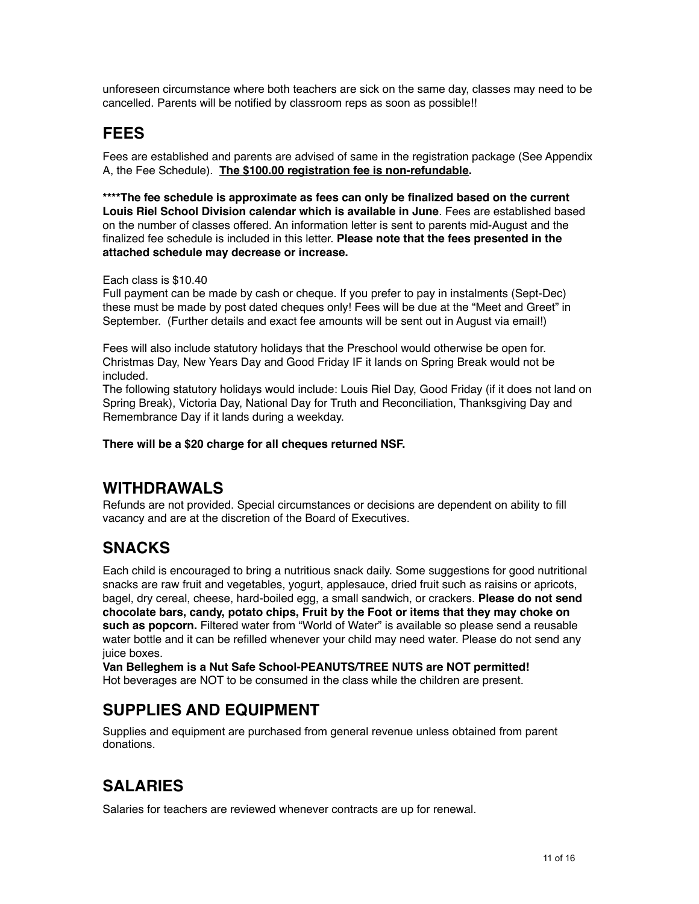unforeseen circumstance where both teachers are sick on the same day, classes may need to be cancelled. Parents will be notified by classroom reps as soon as possible!!

## FEES

Fees are established and parents are advised of same in the registration package (See Appendix A, the Fee Schedule). **The $100.00 registration fee is non-refundable.**

****The fee schedule is approximate as fees can only be finalized based on the current Louis Riel School Division calendar which is available in June**. Fees are established based on the number of classes offered. An information letter is sent to parents mid-August and the finalized fee schedule is included in this letter. **Please note that the fees presented in the attached schedule may decrease or increase.**

Each class is $10.40
Full payment can be made by cash or cheque. If you prefer to pay in instalments (Sept-Dec) these must be made by post dated cheques only! Fees will be due at the "Meet and Greet" in September. (Further details and exact fee amounts will be sent out in August via email!)

Fees will also include statutory holidays that the Preschool would otherwise be open for. Christmas Day, New Years Day and Good Friday IF it lands on Spring Break would not be included.
The following statutory holidays would include: Louis Riel Day, Good Friday (if it does not land on Spring Break), Victoria Day, National Day for Truth and Reconciliation, Thanksgiving Day and Remembrance Day if it lands during a weekday.

**There will be a $20 charge for all cheques returned NSF.**

## WITHDRAWALS

Refunds are not provided. Special circumstances or decisions are dependent on ability to fill vacancy and are at the discretion of the Board of Executives.

## SNACKS

Each child is encouraged to bring a nutritious snack daily. Some suggestions for good nutritional snacks are raw fruit and vegetables, yogurt, applesauce, dried fruit such as raisins or apricots, bagel, dry cereal, cheese, hard-boiled egg, a small sandwich, or crackers. **Please do not send chocolate bars, candy, potato chips, Fruit by the Foot or items that they may choke on such as popcorn.** Filtered water from "World of Water" is available so please send a reusable water bottle and it can be refilled whenever your child may need water. Please do not send any juice boxes.
**Van Belleghem is a Nut Safe School-PEANUTS/TREE NUTS are NOT permitted!**
Hot beverages are NOT to be consumed in the class while the children are present.

## SUPPLIES AND EQUIPMENT

Supplies and equipment are purchased from general revenue unless obtained from parent donations.

## SALARIES

Salaries for teachers are reviewed whenever contracts are up for renewal.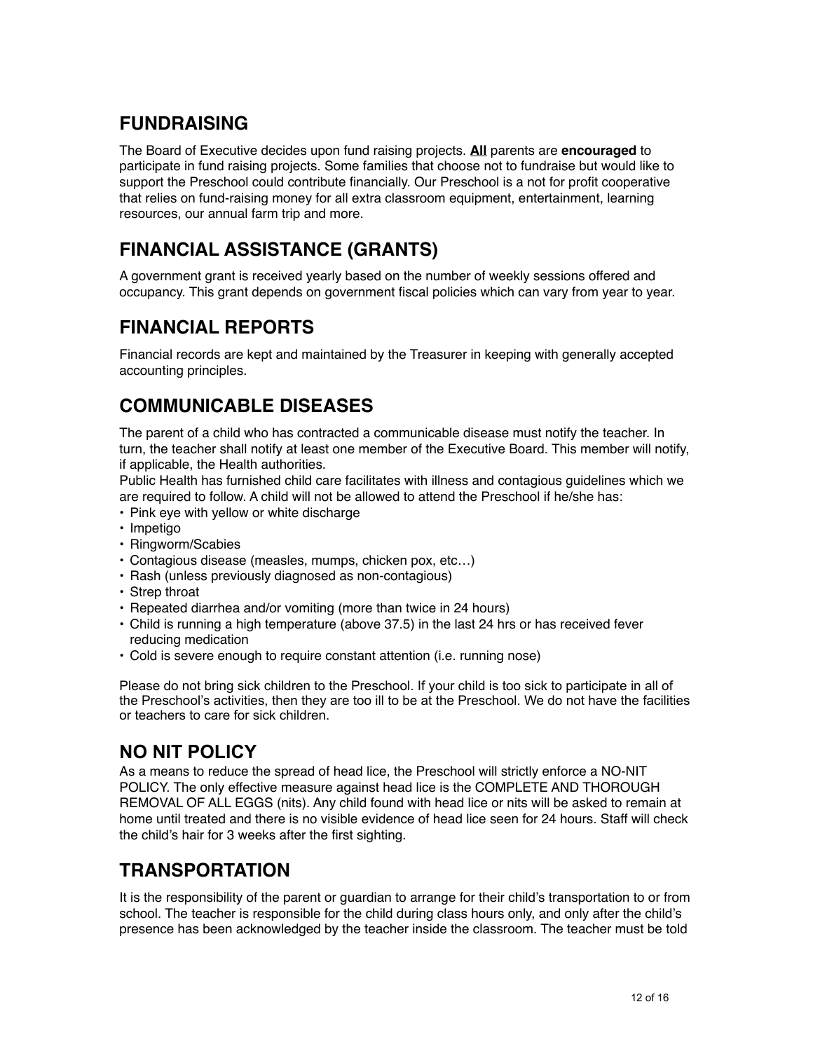## FUNDRAISING

The Board of Executive decides upon fund raising projects. **<u>All</u>** parents are **encouraged** to participate in fund raising projects. Some families that choose not to fundraise but would like to support the Preschool could contribute financially. Our Preschool is a not for profit cooperative that relies on fund-raising money for all extra classroom equipment, entertainment, learning resources, our annual farm trip and more.

## FINANCIAL ASSISTANCE (GRANTS)

A government grant is received yearly based on the number of weekly sessions offered and occupancy. This grant depends on government fiscal policies which can vary from year to year.

## FINANCIAL REPORTS

Financial records are kept and maintained by the Treasurer in keeping with generally accepted accounting principles.

## COMMUNICABLE DISEASES

The parent of a child who has contracted a communicable disease must notify the teacher. In turn, the teacher shall notify at least one member of the Executive Board. This member will notify, if applicable, the Health authorities.
Public Health has furnished child care facilitates with illness and contagious guidelines which we are required to follow. A child will not be allowed to attend the Preschool if he/she has:

- Pink eye with yellow or white discharge
- Impetigo
- Ringworm/Scabies
- Contagious disease (measles, mumps, chicken pox, etc…)
- Rash (unless previously diagnosed as non-contagious)
- Strep throat
- Repeated diarrhea and/or vomiting (more than twice in 24 hours)
- Child is running a high temperature (above 37.5) in the last 24 hrs or has received fever reducing medication
- Cold is severe enough to require constant attention (i.e. running nose)

Please do not bring sick children to the Preschool. If your child is too sick to participate in all of the Preschool's activities, then they are too ill to be at the Preschool. We do not have the facilities or teachers to care for sick children.

## NO NIT POLICY

As a means to reduce the spread of head lice, the Preschool will strictly enforce a NO-NIT POLICY. The only effective measure against head lice is the COMPLETE AND THOROUGH REMOVAL OF ALL EGGS (nits). Any child found with head lice or nits will be asked to remain at home until treated and there is no visible evidence of head lice seen for 24 hours. Staff will check the child's hair for 3 weeks after the first sighting.

## TRANSPORTATION

It is the responsibility of the parent or guardian to arrange for their child's transportation to or from school. The teacher is responsible for the child during class hours only, and only after the child's presence has been acknowledged by the teacher inside the classroom. The teacher must be told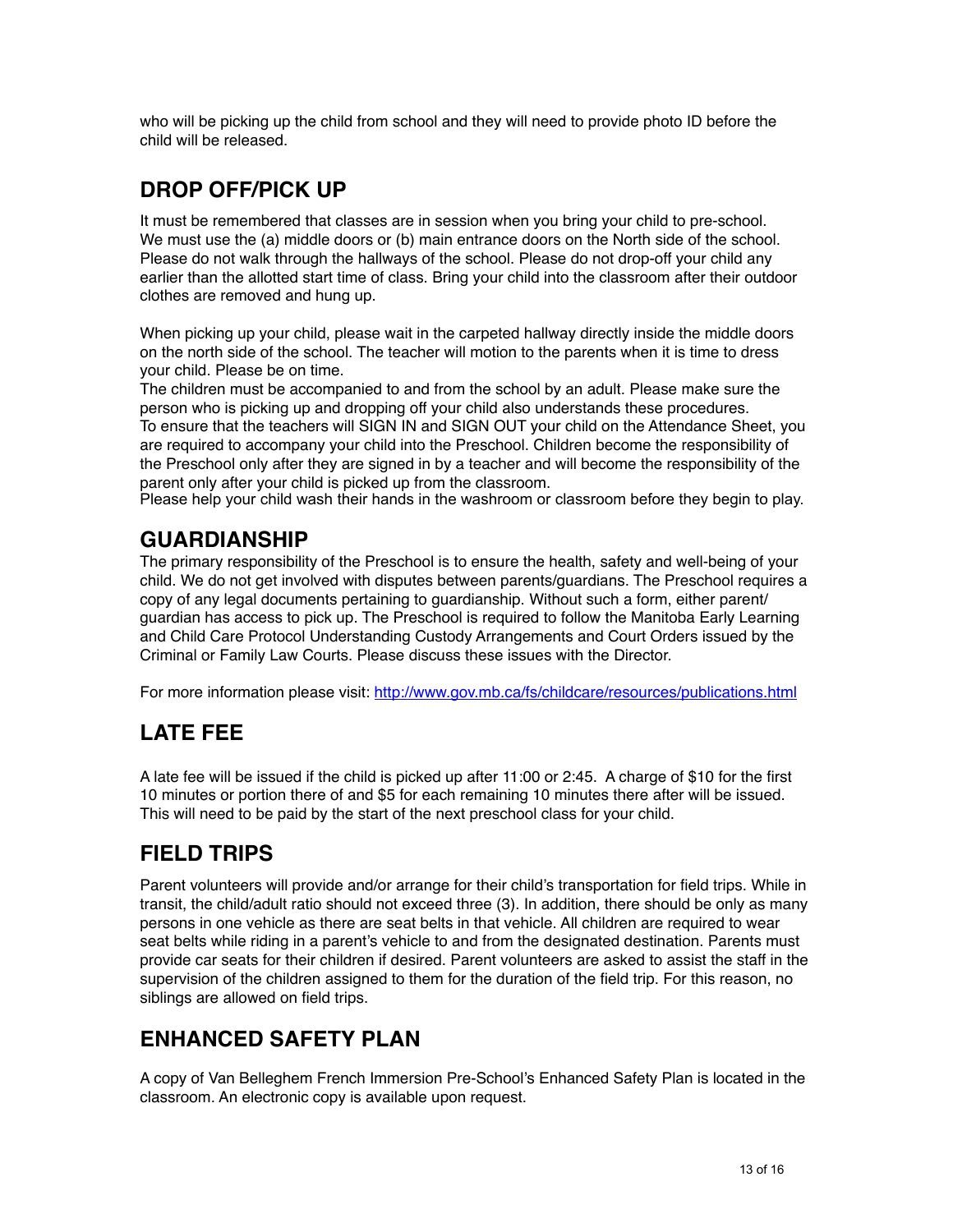who will be picking up the child from school and they will need to provide photo ID before the child will be released.

## DROP OFF/PICK UP

It must be remembered that classes are in session when you bring your child to pre-school. We must use the (a) middle doors or (b) main entrance doors on the North side of the school. Please do not walk through the hallways of the school. Please do not drop-off your child any earlier than the allotted start time of class. Bring your child into the classroom after their outdoor clothes are removed and hung up.

When picking up your child, please wait in the carpeted hallway directly inside the middle doors on the north side of the school. The teacher will motion to the parents when it is time to dress your child. Please be on time.
The children must be accompanied to and from the school by an adult. Please make sure the person who is picking up and dropping off your child also understands these procedures.
To ensure that the teachers will SIGN IN and SIGN OUT your child on the Attendance Sheet, you are required to accompany your child into the Preschool. Children become the responsibility of the Preschool only after they are signed in by a teacher and will become the responsibility of the parent only after your child is picked up from the classroom.
Please help your child wash their hands in the washroom or classroom before they begin to play.

## GUARDIANSHIP

The primary responsibility of the Preschool is to ensure the health, safety and well-being of your child. We do not get involved with disputes between parents/guardians. The Preschool requires a copy of any legal documents pertaining to guardianship. Without such a form, either parent/guardian has access to pick up. The Preschool is required to follow the Manitoba Early Learning and Child Care Protocol Understanding Custody Arrangements and Court Orders issued by the Criminal or Family Law Courts. Please discuss these issues with the Director.

For more information please visit: [http://www.gov.mb.ca/fs/childcare/resources/publications.html](http://www.gov.mb.ca/fs/childcare/resources/publications.html)

## LATE FEE

A late fee will be issued if the child is picked up after 11:00 or 2:45. A charge of $10 for the first 10 minutes or portion there of and $5 for each remaining 10 minutes there after will be issued. This will need to be paid by the start of the next preschool class for your child.

## FIELD TRIPS

Parent volunteers will provide and/or arrange for their child's transportation for field trips. While in transit, the child/adult ratio should not exceed three (3). In addition, there should be only as many persons in one vehicle as there are seat belts in that vehicle. All children are required to wear seat belts while riding in a parent's vehicle to and from the designated destination. Parents must provide car seats for their children if desired. Parent volunteers are asked to assist the staff in the supervision of the children assigned to them for the duration of the field trip. For this reason, no siblings are allowed on field trips.

## ENHANCED SAFETY PLAN

A copy of Van Belleghem French Immersion Pre-School's Enhanced Safety Plan is located in the classroom. An electronic copy is available upon request.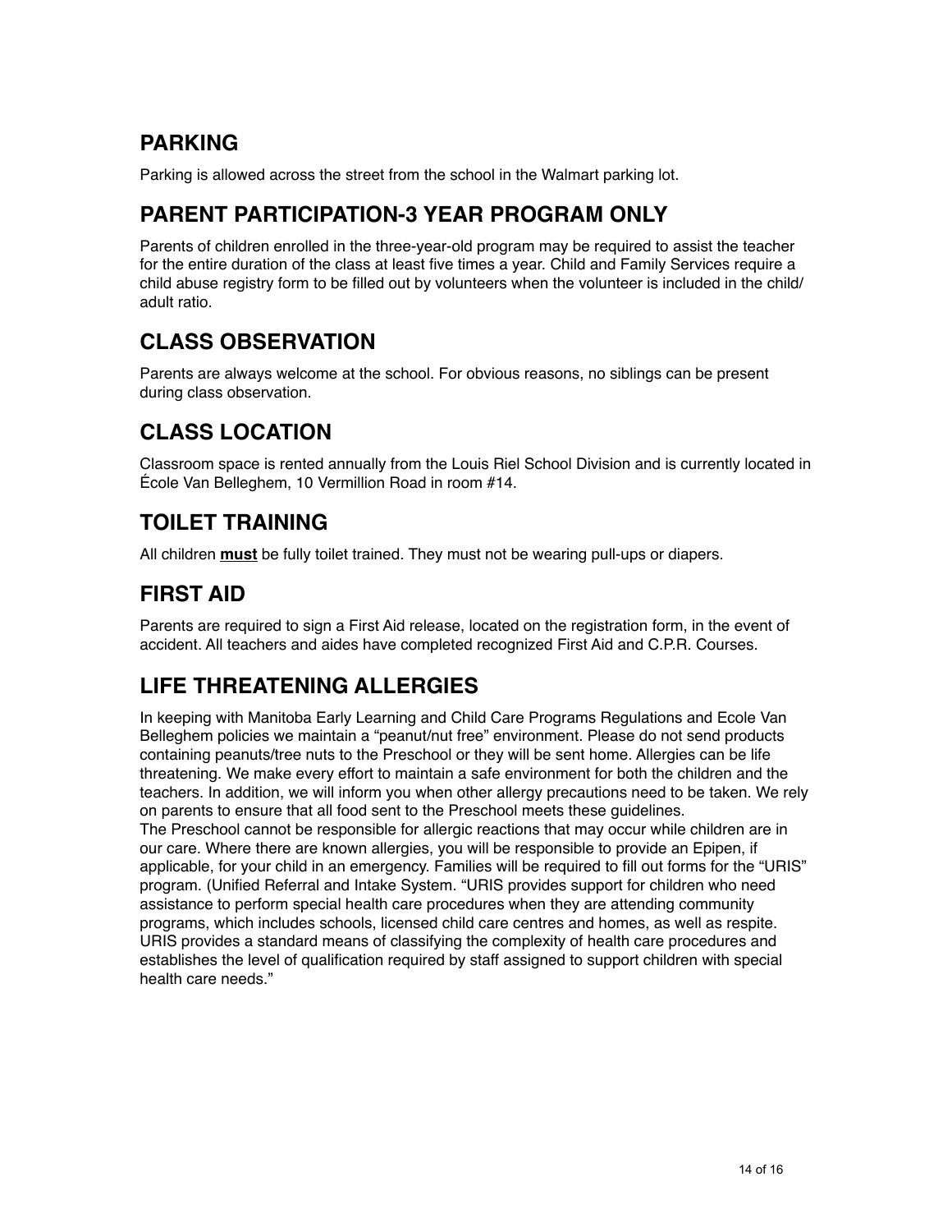## PARKING

Parking is allowed across the street from the school in the Walmart parking lot.

## PARENT PARTICIPATION-3 YEAR PROGRAM ONLY

Parents of children enrolled in the three-year-old program may be required to assist the teacher for the entire duration of the class at least five times a year. Child and Family Services require a child abuse registry form to be filled out by volunteers when the volunteer is included in the child/adult ratio.

## CLASS OBSERVATION

Parents are always welcome at the school. For obvious reasons, no siblings can be present during class observation.

## CLASS LOCATION

Classroom space is rented annually from the Louis Riel School Division and is currently located in École Van Belleghem, 10 Vermillion Road in room #14.

## TOILET TRAINING

All children **<u>must</u>** be fully toilet trained. They must not be wearing pull-ups or diapers.

## FIRST AID

Parents are required to sign a First Aid release, located on the registration form, in the event of accident. All teachers and aides have completed recognized First Aid and C.P.R. Courses.

## LIFE THREATENING ALLERGIES

In keeping with Manitoba Early Learning and Child Care Programs Regulations and Ecole Van Belleghem policies we maintain a "peanut/nut free" environment. Please do not send products containing peanuts/tree nuts to the Preschool or they will be sent home. Allergies can be life threatening. We make every effort to maintain a safe environment for both the children and the teachers. In addition, we will inform you when other allergy precautions need to be taken. We rely on parents to ensure that all food sent to the Preschool meets these guidelines.

The Preschool cannot be responsible for allergic reactions that may occur while children are in our care. Where there are known allergies, you will be responsible to provide an Epipen, if applicable, for your child in an emergency. Families will be required to fill out forms for the "URIS" program. (Unified Referral and Intake System. "URIS provides support for children who need assistance to perform special health care procedures when they are attending community programs, which includes schools, licensed child care centres and homes, as well as respite. URIS provides a standard means of classifying the complexity of health care procedures and establishes the level of qualification required by staff assigned to support children with special health care needs."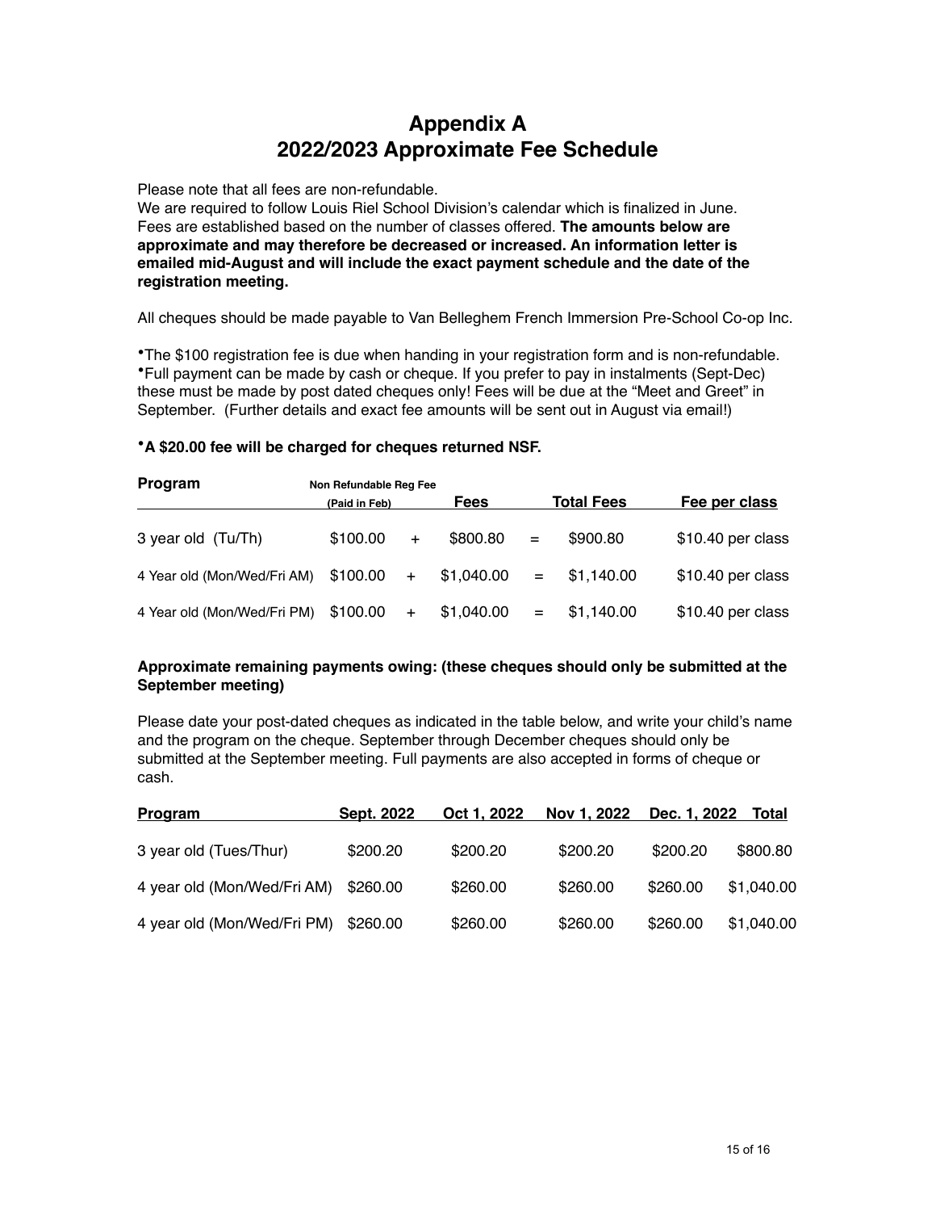# Appendix A
# 2022/2023 Approximate Fee Schedule

Please note that all fees are non-refundable.
We are required to follow Louis Riel School Division's calendar which is finalized in June. Fees are established based on the number of classes offered. **The amounts below are approximate and may therefore be decreased or increased. An information letter is emailed mid-August and will include the exact payment schedule and the date of the registration meeting.**

All cheques should be made payable to Van Belleghem French Immersion Pre-School Co-op Inc.

- The $100 registration fee is due when handing in your registration form and is non-refundable.
- Full payment can be made by cash or cheque. If you prefer to pay in instalments (Sept-Dec) these must be made by post dated cheques only! Fees will be due at the "Meet and Greet" in September. (Further details and exact fee amounts will be sent out in August via email!)

- **A $20.00 fee will be charged for cheques returned NSF.**

| Program | Non Refundable Reg Fee (Paid in Feb) | | Fees | | Total Fees | Fee per class |
|---|---|---|---|---|---|---|
| 3 year old (Tu/Th) | $100.00 | + | $800.80 | = | $900.80 | $10.40 per class |
| 4 Year old (Mon/Wed/Fri AM) | $100.00 | + | $1,040.00 | = | $1,140.00 | $10.40 per class |
| 4 Year old (Mon/Wed/Fri PM) | $100.00 | + | $1,040.00 | = | $1,140.00 | $10.40 per class |

**Approximate remaining payments owing: (these cheques should only be submitted at the September meeting)**

Please date your post-dated cheques as indicated in the table below, and write your child's name and the program on the cheque. September through December cheques should only be submitted at the September meeting. Full payments are also accepted in forms of cheque or cash.

| Program | Sept. 2022 | Oct 1, 2022 | Nov 1, 2022 | Dec. 1, 2022 | Total |
|---|---|---|---|---|---|
| 3 year old (Tues/Thur) | $200.20 | $200.20 | $200.20 | $200.20 | $800.80 |
| 4 year old (Mon/Wed/Fri AM) | $260.00 | $260.00 | $260.00 | $260.00 | $1,040.00 |
| 4 year old (Mon/Wed/Fri PM) | $260.00 | $260.00 | $260.00 | $260.00 | $1,040.00 |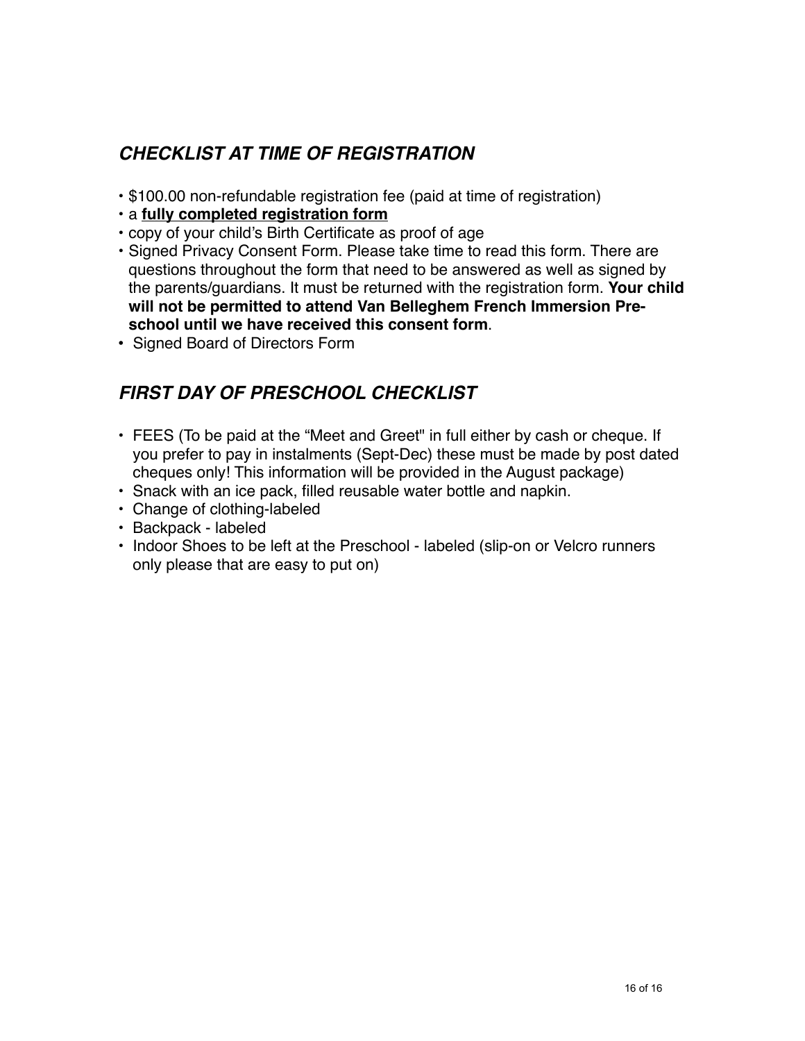## *CHECKLIST AT TIME OF REGISTRATION*

- $100.00 non-refundable registration fee (paid at time of registration)
- a **fully completed registration form**
- copy of your child's Birth Certificate as proof of age
- Signed Privacy Consent Form. Please take time to read this form. There are questions throughout the form that need to be answered as well as signed by the parents/guardians. It must be returned with the registration form. **Your child will not be permitted to attend Van Belleghem French Immersion Pre-school until we have received this consent form**.
- Signed Board of Directors Form

## *FIRST DAY OF PRESCHOOL CHECKLIST*

- FEES (To be paid at the "Meet and Greet" in full either by cash or cheque. If you prefer to pay in instalments (Sept-Dec) these must be made by post dated cheques only! This information will be provided in the August package)
- Snack with an ice pack, filled reusable water bottle and napkin.
- Change of clothing-labeled
- Backpack - labeled
- Indoor Shoes to be left at the Preschool - labeled (slip-on or Velcro runners only please that are easy to put on)